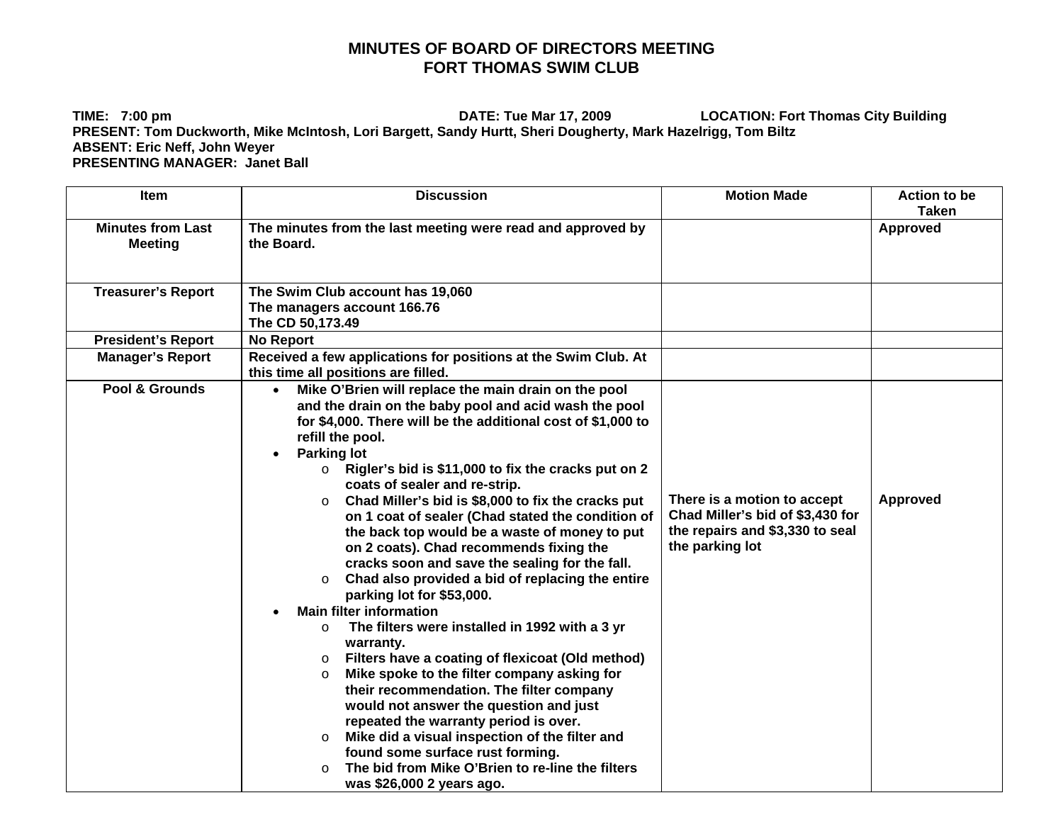# MINUTES OF BOARD OF DIRECTORS MEETING
# FORT THOMAS SWIM CLUB

**TIME: 7:00 pm** **DATE: Tue Mar 17, 2009** **LOCATION: Fort Thomas City Building**
**PRESENT: Tom Duckworth, Mike McIntosh, Lori Bargett, Sandy Hurtt, Sheri Dougherty, Mark Hazelrigg, Tom Biltz**
**ABSENT: Eric Neff, John Weyer**
**PRESENTING MANAGER: Janet Ball**

| Item | Discussion | Motion Made | Action to be Taken |
|---|---|---|---|
| **Minutes from Last Meeting** | **The minutes from the last meeting were read and approved by the Board.** | | **Approved** |
| **Treasurer's Report** | **The Swim Club account has 19,060**<br>**The managers account 166.76**<br>**The CD 50,173.49** | | |
| **President's Report** | **No Report** | | |
| **Manager's Report** | **Received a few applications for positions at the Swim Club. At this time all positions are filled.** | | |
| **Pool & Grounds** | • **Mike O'Brien will replace the main drain on the pool and the drain on the baby pool and acid wash the pool for $4,000. There will be the additional cost of $1,000 to refill the pool.**<br>• **Parking lot**<br>  o **Rigler's bid is $11,000 to fix the cracks put on 2 coats of sealer and re-strip.**<br>  o **Chad Miller's bid is $8,000 to fix the cracks put on 1 coat of sealer (Chad stated the condition of the back top would be a waste of money to put on 2 coats). Chad recommends fixing the cracks soon and save the sealing for the fall.**<br>  o **Chad also provided a bid of replacing the entire parking lot for $53,000.**<br>• **Main filter information**<br>  o **The filters were installed in 1992 with a 3 yr warranty.**<br>  o **Filters have a coating of flexicoat (Old method)**<br>  o **Mike spoke to the filter company asking for their recommendation. The filter company would not answer the question and just repeated the warranty period is over.**<br>  o **Mike did a visual inspection of the filter and found some surface rust forming.**<br>  o **The bid from Mike O'Brien to re-line the filters was $26,000 2 years ago.** | **There is a motion to accept Chad Miller's bid of $3,430 for the repairs and $3,330 to seal the parking lot** | **Approved** |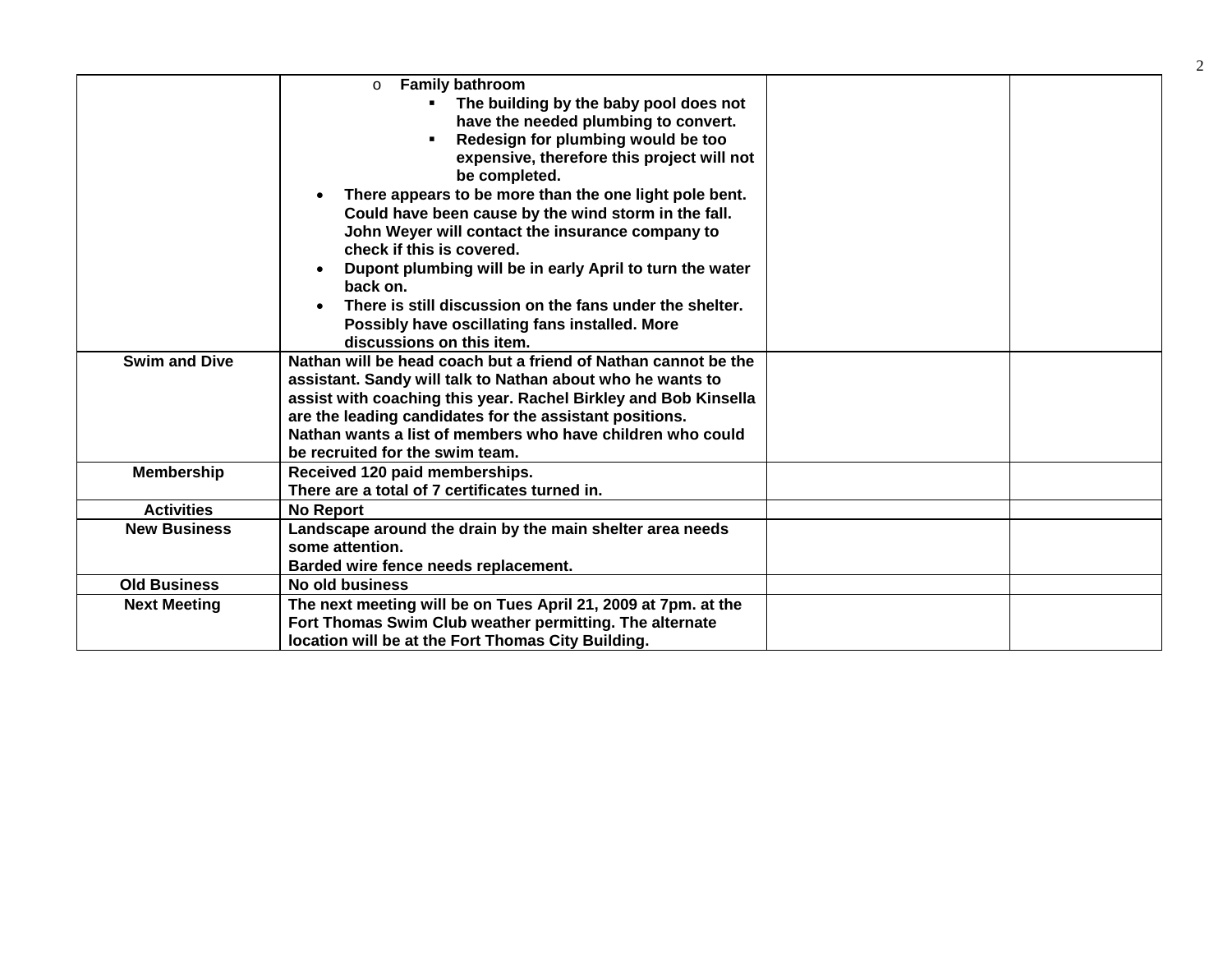| | | | |
|---|---|---|---|
| | <ul><li>**Family bathroom**<ul><li>**The building by the baby pool does not have the needed plumbing to convert.**</li><li>**Redesign for plumbing would be too expensive, therefore this project will not be completed.**</li></ul></li></ul><ul><li>**There appears to be more than the one light pole bent. Could have been cause by the wind storm in the fall. John Weyer will contact the insurance company to check if this is covered.**</li><li>**Dupont plumbing will be in early April to turn the water back on.**</li><li>**There is still discussion on the fans under the shelter. Possibly have oscillating fans installed. More discussions on this item.**</li></ul> | | |
| **Swim and Dive** | **Nathan will be head coach but a friend of Nathan cannot be the assistant. Sandy will talk to Nathan about who he wants to assist with coaching this year. Rachel Birkley and Bob Kinsella are the leading candidates for the assistant positions.**<br>**Nathan wants a list of members who have children who could be recruited for the swim team.** | | |
| **Membership** | **Received 120 paid memberships.**<br>**There are a total of 7 certificates turned in.** | | |
| **Activities** | **No Report** | | |
| **New Business** | **Landscape around the drain by the main shelter area needs some attention.**<br>**Barded wire fence needs replacement.** | | |
| **Old Business** | **No old business** | | |
| **Next Meeting** | **The next meeting will be on Tues April 21, 2009 at 7pm. at the Fort Thomas Swim Club weather permitting. The alternate location will be at the Fort Thomas City Building.** | | |